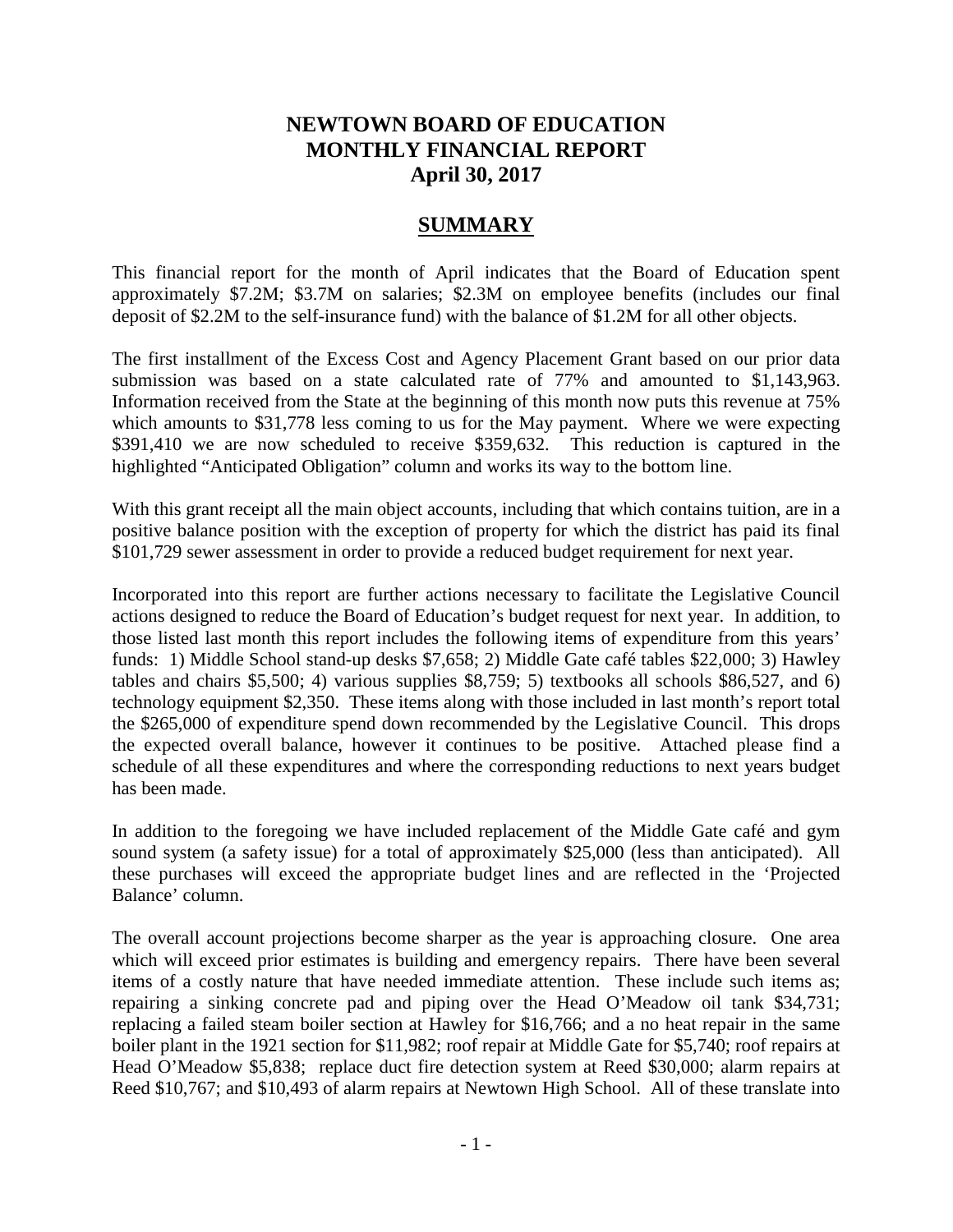# NEWTOWN BOARD OF EDUCATION
# MONTHLY FINANCIAL REPORT
# April 30, 2017

## SUMMARY

This financial report for the month of April indicates that the Board of Education spent approximately $7.2M; $3.7M on salaries; $2.3M on employee benefits (includes our final deposit of $2.2M to the self-insurance fund) with the balance of $1.2M for all other objects.

The first installment of the Excess Cost and Agency Placement Grant based on our prior data submission was based on a state calculated rate of 77% and amounted to $1,143,963. Information received from the State at the beginning of this month now puts this revenue at 75% which amounts to $31,778 less coming to us for the May payment. Where we were expecting $391,410 we are now scheduled to receive $359,632. This reduction is captured in the highlighted "Anticipated Obligation" column and works its way to the bottom line.

With this grant receipt all the main object accounts, including that which contains tuition, are in a positive balance position with the exception of property for which the district has paid its final $101,729 sewer assessment in order to provide a reduced budget requirement for next year.

Incorporated into this report are further actions necessary to facilitate the Legislative Council actions designed to reduce the Board of Education's budget request for next year. In addition, to those listed last month this report includes the following items of expenditure from this years' funds: 1) Middle School stand-up desks $7,658; 2) Middle Gate café tables $22,000; 3) Hawley tables and chairs $5,500; 4) various supplies $8,759; 5) textbooks all schools $86,527, and 6) technology equipment $2,350. These items along with those included in last month's report total the $265,000 of expenditure spend down recommended by the Legislative Council. This drops the expected overall balance, however it continues to be positive. Attached please find a schedule of all these expenditures and where the corresponding reductions to next years budget has been made.

In addition to the foregoing we have included replacement of the Middle Gate café and gym sound system (a safety issue) for a total of approximately $25,000 (less than anticipated). All these purchases will exceed the appropriate budget lines and are reflected in the 'Projected Balance' column.

The overall account projections become sharper as the year is approaching closure. One area which will exceed prior estimates is building and emergency repairs. There have been several items of a costly nature that have needed immediate attention. These include such items as; repairing a sinking concrete pad and piping over the Head O'Meadow oil tank $34,731; replacing a failed steam boiler section at Hawley for $16,766; and a no heat repair in the same boiler plant in the 1921 section for $11,982; roof repair at Middle Gate for $5,740; roof repairs at Head O'Meadow $5,838; replace duct fire detection system at Reed $30,000; alarm repairs at Reed $10,767; and $10,493 of alarm repairs at Newtown High School. All of these translate into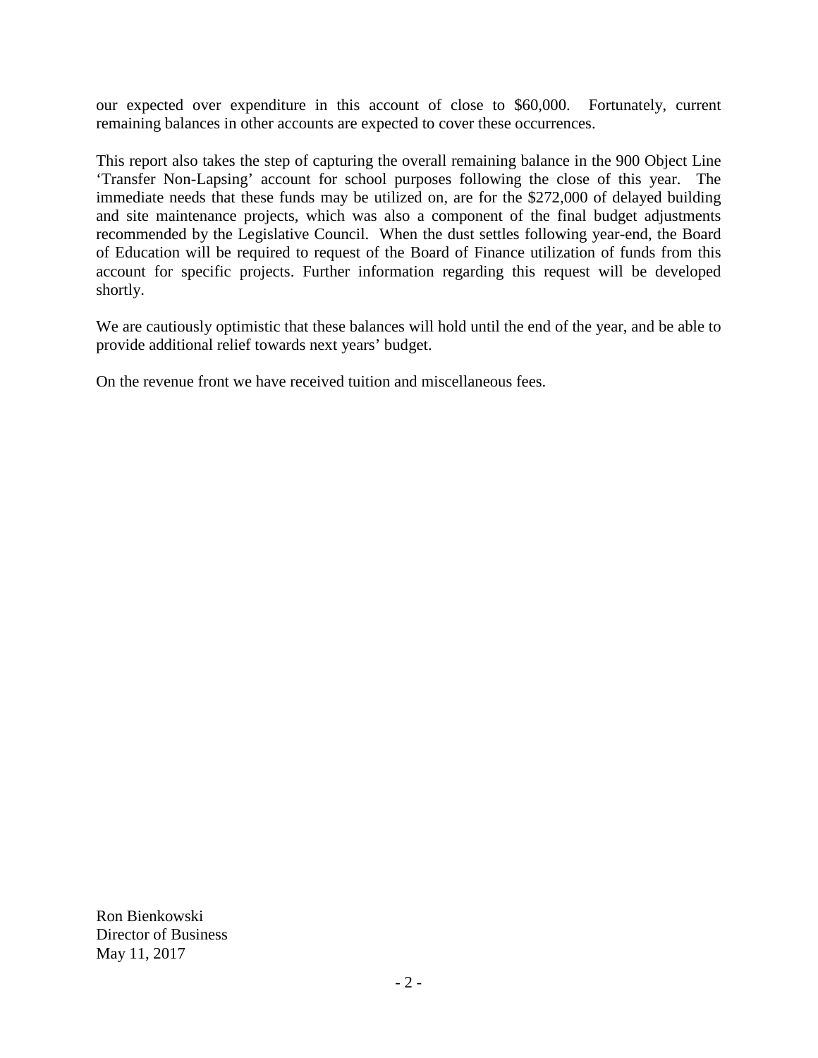our expected over expenditure in this account of close to $60,000. Fortunately, current remaining balances in other accounts are expected to cover these occurrences.

This report also takes the step of capturing the overall remaining balance in the 900 Object Line 'Transfer Non-Lapsing' account for school purposes following the close of this year. The immediate needs that these funds may be utilized on, are for the $272,000 of delayed building and site maintenance projects, which was also a component of the final budget adjustments recommended by the Legislative Council. When the dust settles following year-end, the Board of Education will be required to request of the Board of Finance utilization of funds from this account for specific projects. Further information regarding this request will be developed shortly.

We are cautiously optimistic that these balances will hold until the end of the year, and be able to provide additional relief towards next years' budget.

On the revenue front we have received tuition and miscellaneous fees.

Ron Bienkowski
Director of Business
May 11, 2017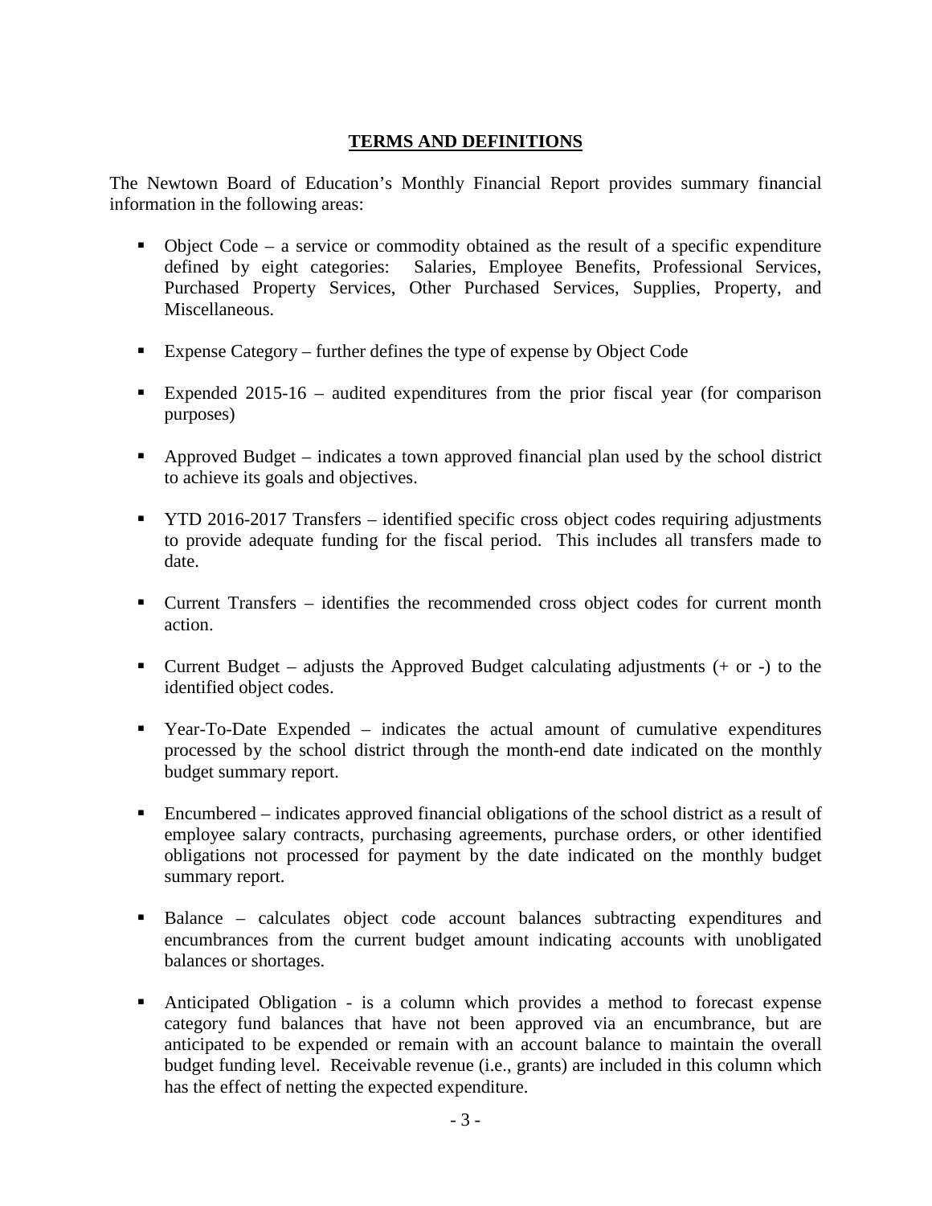## TERMS AND DEFINITIONS

The Newtown Board of Education's Monthly Financial Report provides summary financial information in the following areas:

- Object Code – a service or commodity obtained as the result of a specific expenditure defined by eight categories: Salaries, Employee Benefits, Professional Services, Purchased Property Services, Other Purchased Services, Supplies, Property, and Miscellaneous.
- Expense Category – further defines the type of expense by Object Code
- Expended 2015-16 – audited expenditures from the prior fiscal year (for comparison purposes)
- Approved Budget – indicates a town approved financial plan used by the school district to achieve its goals and objectives.
- YTD 2016-2017 Transfers – identified specific cross object codes requiring adjustments to provide adequate funding for the fiscal period. This includes all transfers made to date.
- Current Transfers – identifies the recommended cross object codes for current month action.
- Current Budget – adjusts the Approved Budget calculating adjustments (+ or -) to the identified object codes.
- Year-To-Date Expended – indicates the actual amount of cumulative expenditures processed by the school district through the month-end date indicated on the monthly budget summary report.
- Encumbered – indicates approved financial obligations of the school district as a result of employee salary contracts, purchasing agreements, purchase orders, or other identified obligations not processed for payment by the date indicated on the monthly budget summary report.
- Balance – calculates object code account balances subtracting expenditures and encumbrances from the current budget amount indicating accounts with unobligated balances or shortages.
- Anticipated Obligation - is a column which provides a method to forecast expense category fund balances that have not been approved via an encumbrance, but are anticipated to be expended or remain with an account balance to maintain the overall budget funding level. Receivable revenue (i.e., grants) are included in this column which has the effect of netting the expected expenditure.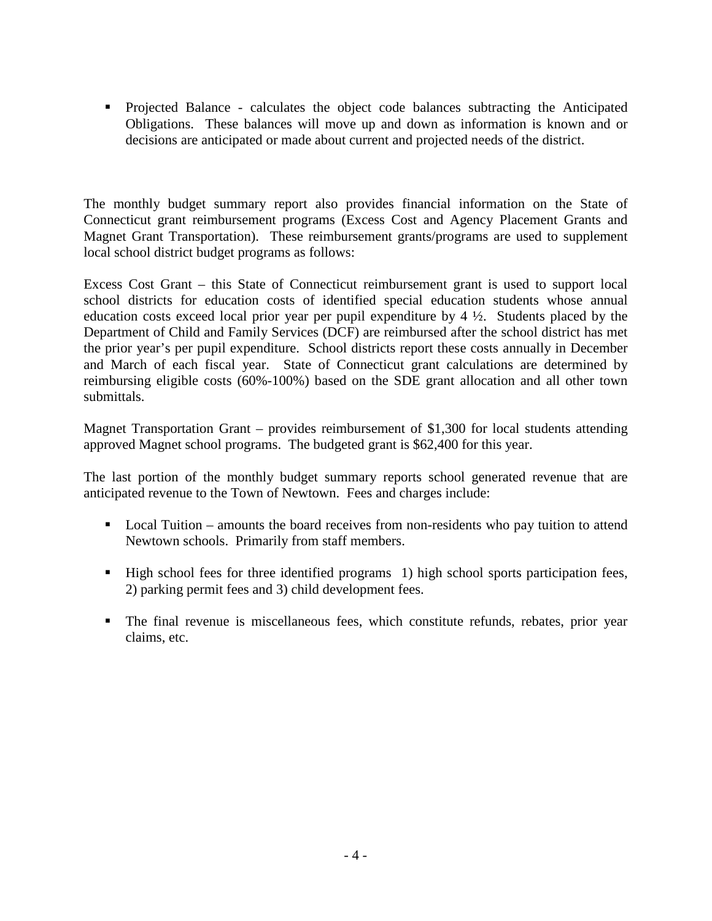- Projected Balance - calculates the object code balances subtracting the Anticipated Obligations. These balances will move up and down as information is known and or decisions are anticipated or made about current and projected needs of the district.

The monthly budget summary report also provides financial information on the State of Connecticut grant reimbursement programs (Excess Cost and Agency Placement Grants and Magnet Grant Transportation). These reimbursement grants/programs are used to supplement local school district budget programs as follows:

Excess Cost Grant – this State of Connecticut reimbursement grant is used to support local school districts for education costs of identified special education students whose annual education costs exceed local prior year per pupil expenditure by 4 ½. Students placed by the Department of Child and Family Services (DCF) are reimbursed after the school district has met the prior year's per pupil expenditure. School districts report these costs annually in December and March of each fiscal year. State of Connecticut grant calculations are determined by reimbursing eligible costs (60%-100%) based on the SDE grant allocation and all other town submittals.

Magnet Transportation Grant – provides reimbursement of $1,300 for local students attending approved Magnet school programs. The budgeted grant is $62,400 for this year.

The last portion of the monthly budget summary reports school generated revenue that are anticipated revenue to the Town of Newtown. Fees and charges include:

- Local Tuition – amounts the board receives from non-residents who pay tuition to attend Newtown schools. Primarily from staff members.

- High school fees for three identified programs 1) high school sports participation fees, 2) parking permit fees and 3) child development fees.

- The final revenue is miscellaneous fees, which constitute refunds, rebates, prior year claims, etc.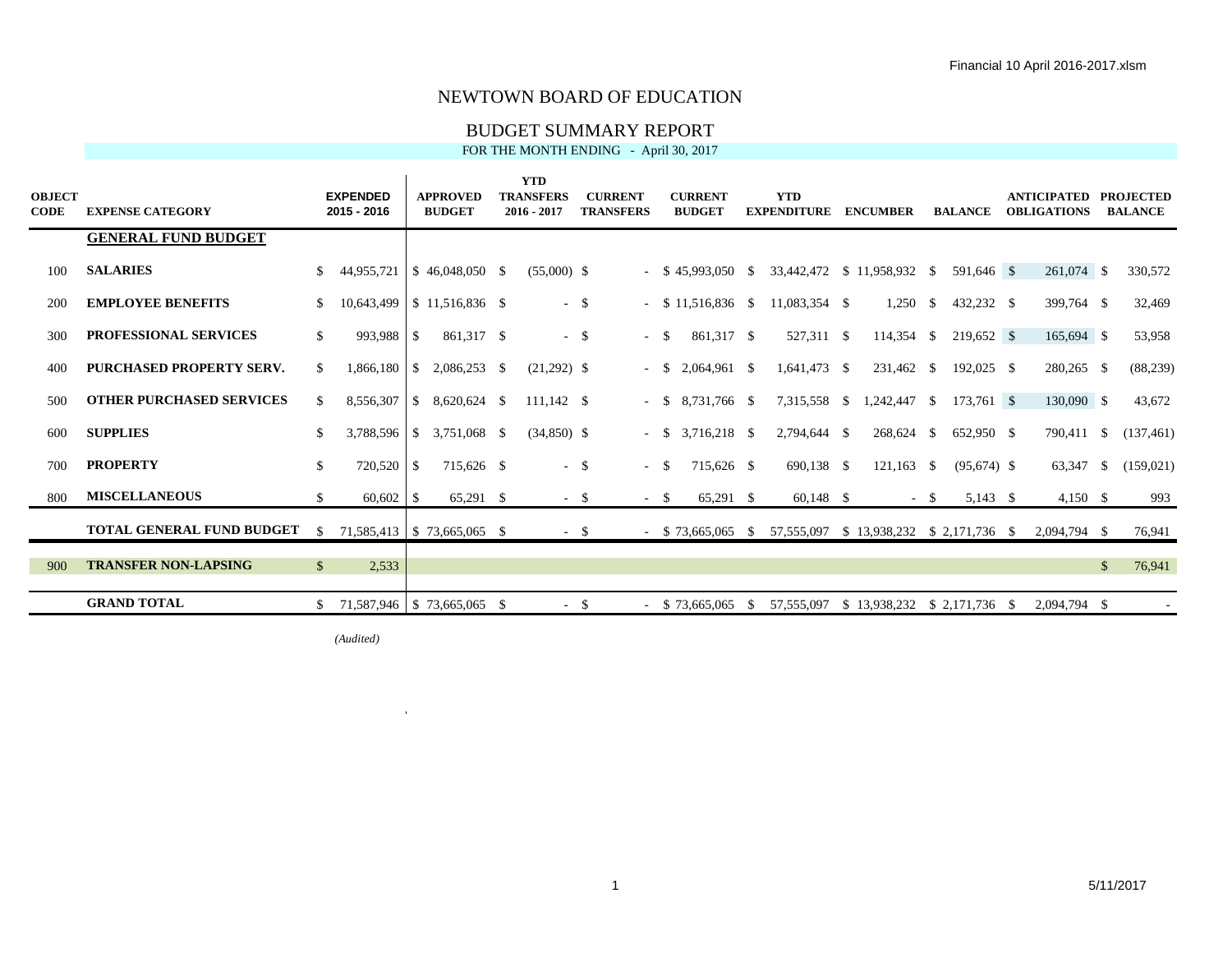# NEWTOWN BOARD OF EDUCATION

## BUDGET SUMMARY REPORT

FOR THE MONTH ENDING - April 30, 2017

| OBJECT CODE | EXPENSE CATEGORY | EXPENDED 2015 - 2016 | APPROVED BUDGET | YTD TRANSFERS 2016 - 2017 | CURRENT TRANSFERS | CURRENT BUDGET | YTD EXPENDITURE | ENCUMBER | BALANCE | ANTICIPATED OBLIGATIONS | PROJECTED BALANCE |
|---|---|---|---|---|---|---|---|---|---|---|---|
| | **GENERAL FUND BUDGET** | | | | | | | | | | |
| 100 | **SALARIES** | $ 44,955,721 | $ 46,048,050 | $ (55,000) | $ - | $ 45,993,050 | $ 33,442,472 | $ 11,958,932 | $ 591,646 | $ 261,074 | $ 330,572 |
| 200 | **EMPLOYEE BENEFITS** | $ 10,643,499 | $ 11,516,836 | $ - | $ - | $ 11,516,836 | $ 11,083,354 | $ 1,250 | $ 432,232 | $ 399,764 | $ 32,469 |
| 300 | **PROFESSIONAL SERVICES** | $ 993,988 | $ 861,317 | $ - | $ - | $ 861,317 | $ 527,311 | $ 114,354 | $ 219,652 | $ 165,694 | $ 53,958 |
| 400 | **PURCHASED PROPERTY SERV.** | $ 1,866,180 | $ 2,086,253 | $ (21,292) | $ - | $ 2,064,961 | $ 1,641,473 | $ 231,462 | $ 192,025 | $ 280,265 | $ (88,239) |
| 500 | **OTHER PURCHASED SERVICES** | $ 8,556,307 | $ 8,620,624 | $ 111,142 | $ - | $ 8,731,766 | $ 7,315,558 | $ 1,242,447 | $ 173,761 | $ 130,090 | $ 43,672 |
| 600 | **SUPPLIES** | $ 3,788,596 | $ 3,751,068 | $ (34,850) | $ - | $ 3,716,218 | $ 2,794,644 | $ 268,624 | $ 652,950 | $ 790,411 | $ (137,461) |
| 700 | **PROPERTY** | $ 720,520 | $ 715,626 | $ - | $ - | $ 715,626 | $ 690,138 | $ 121,163 | $ (95,674) | $ 63,347 | $ (159,021) |
| 800 | **MISCELLANEOUS** | $ 60,602 | $ 65,291 | $ - | $ - | $ 65,291 | $ 60,148 | $ - | $ 5,143 | $ 4,150 | $ 993 |
| | **TOTAL GENERAL FUND BUDGET** | $ 71,585,413 | $ 73,665,065 | $ - | $ - | $ 73,665,065 | $ 57,555,097 | $ 13,938,232 | $ 2,171,736 | $ 2,094,794 | $ 76,941 |
| 900 | **TRANSFER NON-LAPSING** | $ 2,533 | | | | | | | | | $ 76,941 |
| | **GRAND TOTAL** | $ 71,587,946 | $ 73,665,065 | $ - | $ - | $ 73,665,065 | $ 57,555,097 | $ 13,938,232 | $ 2,171,736 | $ 2,094,794 | $ - |

*(Audited)*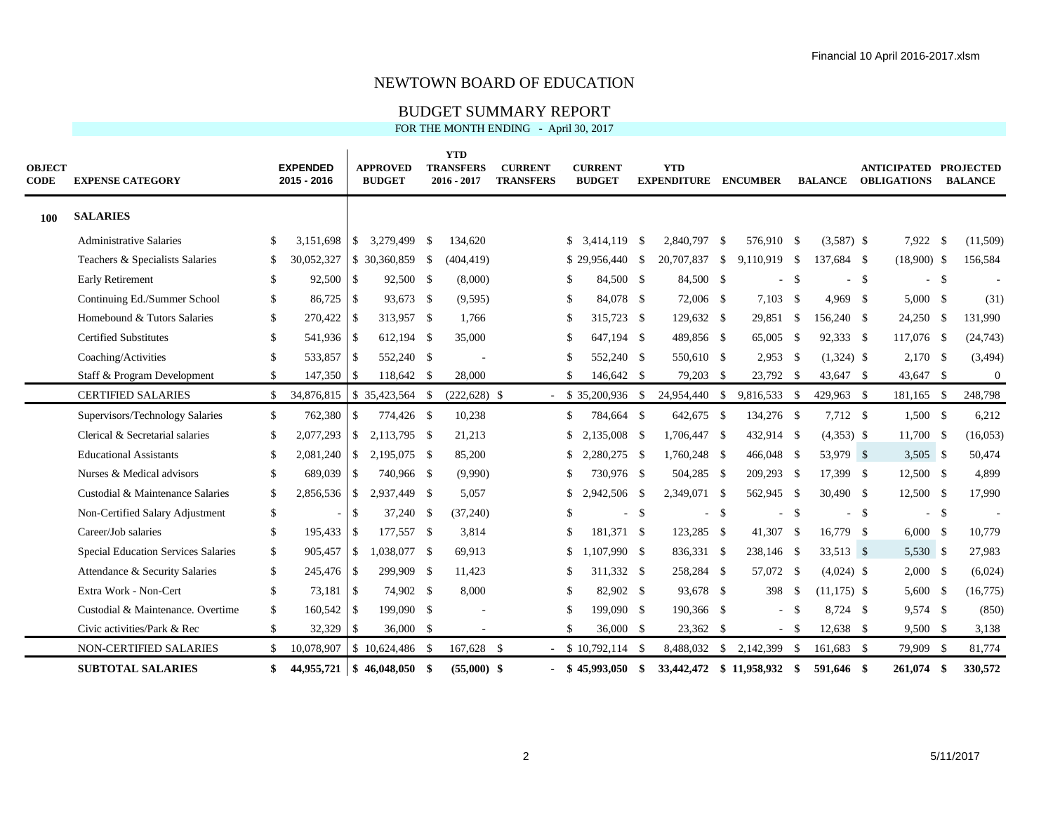# NEWTOWN BOARD OF EDUCATION

## BUDGET SUMMARY REPORT

FOR THE MONTH ENDING - April 30, 2017

| OBJECT CODE | EXPENSE CATEGORY | EXPENDED 2015 - 2016 | APPROVED BUDGET | YTD TRANSFERS 2016 - 2017 | CURRENT TRANSFERS | CURRENT BUDGET | YTD EXPENDITURE | ENCUMBER | BALANCE | ANTICIPATED OBLIGATIONS | PROJECTED BALANCE |
|---|---|---|---|---|---|---|---|---|---|---|---|
| **100** | **SALARIES** | | | | | | | | | | |
| | Administrative Salaries | $ 3,151,698 | $ 3,279,499 | $ 134,620 | | $ 3,414,119 | $ 2,840,797 | $ 576,910 | $ (3,587) | $ 7,922 | $ (11,509) |
| | Teachers & Specialists Salaries | $ 30,052,327 | $ 30,360,859 | $ (404,419) | | $ 29,956,440 | $ 20,707,837 | $ 9,110,919 | $ 137,684 | $ (18,900) | $ 156,584 |
| | Early Retirement | $ 92,500 | $ 92,500 | $ (8,000) | | $ 84,500 | $ 84,500 | $ - | $ - | $ - | $ - |
| | Continuing Ed./Summer School | $ 86,725 | $ 93,673 | $ (9,595) | | $ 84,078 | $ 72,006 | $ 7,103 | $ 4,969 | $ 5,000 | $ (31) |
| | Homebound & Tutors Salaries | $ 270,422 | $ 313,957 | $ 1,766 | | $ 315,723 | $ 129,632 | $ 29,851 | $ 156,240 | $ 24,250 | $ 131,990 |
| | Certified Substitutes | $ 541,936 | $ 612,194 | $ 35,000 | | $ 647,194 | $ 489,856 | $ 65,005 | $ 92,333 | $ 117,076 | $ (24,743) |
| | Coaching/Activities | $ 533,857 | $ 552,240 | $ - | | $ 552,240 | $ 550,610 | $ 2,953 | $ (1,324) | $ 2,170 | $ (3,494) |
| | Staff & Program Development | $ 147,350 | $ 118,642 | $ 28,000 | | $ 146,642 | $ 79,203 | $ 23,792 | $ 43,647 | $ 43,647 | $ 0 |
| | CERTIFIED SALARIES | $ 34,876,815 | $ 35,423,564 | $ (222,628) | $ - | $ 35,200,936 | $ 24,954,440 | $ 9,816,533 | $ 429,963 | $ 181,165 | $ 248,798 |
| | Supervisors/Technology Salaries | $ 762,380 | $ 774,426 | $ 10,238 | | $ 784,664 | $ 642,675 | $ 134,276 | $ 7,712 | $ 1,500 | $ 6,212 |
| | Clerical & Secretarial salaries | $ 2,077,293 | $ 2,113,795 | $ 21,213 | | $ 2,135,008 | $ 1,706,447 | $ 432,914 | $ (4,353) | $ 11,700 | $ (16,053) |
| | Educational Assistants | $ 2,081,240 | $ 2,195,075 | $ 85,200 | | $ 2,280,275 | $ 1,760,248 | $ 466,048 | $ 53,979 | $ 3,505 | $ 50,474 |
| | Nurses & Medical advisors | $ 689,039 | $ 740,966 | $ (9,990) | | $ 730,976 | $ 504,285 | $ 209,293 | $ 17,399 | $ 12,500 | $ 4,899 |
| | Custodial & Maintenance Salaries | $ 2,856,536 | $ 2,937,449 | $ 5,057 | | $ 2,942,506 | $ 2,349,071 | $ 562,945 | $ 30,490 | $ 12,500 | $ 17,990 |
| | Non-Certified Salary Adjustment | $ - | $ 37,240 | $ (37,240) | | $ - | $ - | $ - | $ - | $ - | $ - |
| | Career/Job salaries | $ 195,433 | $ 177,557 | $ 3,814 | | $ 181,371 | $ 123,285 | $ 41,307 | $ 16,779 | $ 6,000 | $ 10,779 |
| | Special Education Services Salaries | $ 905,457 | $ 1,038,077 | $ 69,913 | | $ 1,107,990 | $ 836,331 | $ 238,146 | $ 33,513 | $ 5,530 | $ 27,983 |
| | Attendance & Security Salaries | $ 245,476 | $ 299,909 | $ 11,423 | | $ 311,332 | $ 258,284 | $ 57,072 | $ (4,024) | $ 2,000 | $ (6,024) |
| | Extra Work - Non-Cert | $ 73,181 | $ 74,902 | $ 8,000 | | $ 82,902 | $ 93,678 | $ 398 | $ (11,175) | $ 5,600 | $ (16,775) |
| | Custodial & Maintenance. Overtime | $ 160,542 | $ 199,090 | $ - | | $ 199,090 | $ 190,366 | $ - | $ 8,724 | $ 9,574 | $ (850) |
| | Civic activities/Park & Rec | $ 32,329 | $ 36,000 | $ - | | $ 36,000 | $ 23,362 | $ - | $ 12,638 | $ 9,500 | $ 3,138 |
| | NON-CERTIFIED SALARIES | $ 10,078,907 | $ 10,624,486 | $ 167,628 | $ - | $ 10,792,114 | $ 8,488,032 | $ 2,142,399 | $ 161,683 | $ 79,909 | $ 81,774 |
| | **SUBTOTAL SALARIES** | **$ 44,955,721** | **$ 46,048,050** | **$ (55,000)** | **$ -** | **$ 45,993,050** | **$ 33,442,472** | **$ 11,958,932** | **$ 591,646** | **$ 261,074** | **$ 330,572** |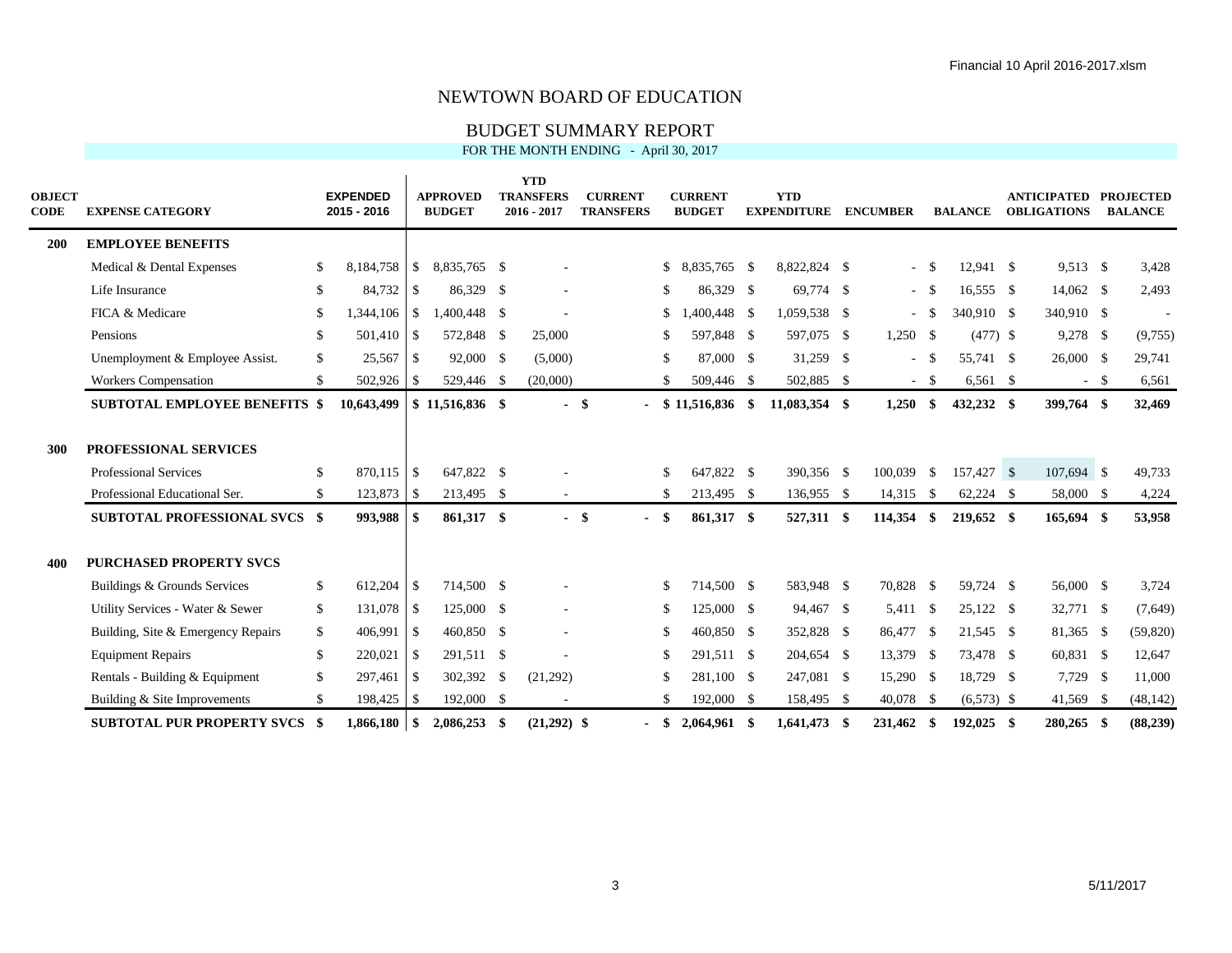# NEWTOWN BOARD OF EDUCATION

## BUDGET SUMMARY REPORT

FOR THE MONTH ENDING - April 30, 2017

| OBJECT CODE | EXPENSE CATEGORY | EXPENDED 2015 - 2016 | APPROVED BUDGET | YTD TRANSFERS 2016 - 2017 | CURRENT TRANSFERS | CURRENT BUDGET | YTD EXPENDITURE | ENCUMBER | BALANCE | ANTICIPATED OBLIGATIONS | PROJECTED BALANCE |
|---|---|---|---|---|---|---|---|---|---|---|---|
| **200** | **EMPLOYEE BENEFITS** | | | | | | | | | | |
| | Medical & Dental Expenses | $ 8,184,758 | $ 8,835,765 | $ - | | $ 8,835,765 | $ 8,822,824 | $ - | $ 12,941 | $ 9,513 | $ 3,428 |
| | Life Insurance | $ 84,732 | $ 86,329 | $ - | | $ 86,329 | $ 69,774 | $ - | $ 16,555 | $ 14,062 | $ 2,493 |
| | FICA & Medicare | $ 1,344,106 | $ 1,400,448 | $ - | | $ 1,400,448 | $ 1,059,538 | $ - | $ 340,910 | $ 340,910 | $ - |
| | Pensions | $ 501,410 | $ 572,848 | $ 25,000 | | $ 597,848 | $ 597,075 | $ 1,250 | $ (477) | $ 9,278 | $ (9,755) |
| | Unemployment & Employee Assist. | $ 25,567 | $ 92,000 | $ (5,000) | | $ 87,000 | $ 31,259 | $ - | $ 55,741 | $ 26,000 | $ 29,741 |
| | Workers Compensation | $ 502,926 | $ 529,446 | $ (20,000) | | $ 509,446 | $ 502,885 | $ - | $ 6,561 | $ - | $ 6,561 |
| | **SUBTOTAL EMPLOYEE BENEFITS** | **$ 10,643,499** | **$ 11,516,836** | **$ -** | **$ -** | **$ 11,516,836** | **$ 11,083,354** | **$ 1,250** | **$ 432,232** | **$ 399,764** | **$ 32,469** |
| **300** | **PROFESSIONAL SERVICES** | | | | | | | | | | |
| | Professional Services | $ 870,115 | $ 647,822 | $ - | | $ 647,822 | $ 390,356 | $ 100,039 | $ 157,427 | $ 107,694 | $ 49,733 |
| | Professional Educational Ser. | $ 123,873 | $ 213,495 | $ - | | $ 213,495 | $ 136,955 | $ 14,315 | $ 62,224 | $ 58,000 | $ 4,224 |
| | **SUBTOTAL PROFESSIONAL SVCS** | **$ 993,988** | **$ 861,317** | **$ -** | **$ -** | **$ 861,317** | **$ 527,311** | **$ 114,354** | **$ 219,652** | **$ 165,694** | **$ 53,958** |
| **400** | **PURCHASED PROPERTY SVCS** | | | | | | | | | | |
| | Buildings & Grounds Services | $ 612,204 | $ 714,500 | $ - | | $ 714,500 | $ 583,948 | $ 70,828 | $ 59,724 | $ 56,000 | $ 3,724 |
| | Utility Services - Water & Sewer | $ 131,078 | $ 125,000 | $ - | | $ 125,000 | $ 94,467 | $ 5,411 | $ 25,122 | $ 32,771 | $ (7,649) |
| | Building, Site & Emergency Repairs | $ 406,991 | $ 460,850 | $ - | | $ 460,850 | $ 352,828 | $ 86,477 | $ 21,545 | $ 81,365 | $ (59,820) |
| | Equipment Repairs | $ 220,021 | $ 291,511 | $ - | | $ 291,511 | $ 204,654 | $ 13,379 | $ 73,478 | $ 60,831 | $ 12,647 |
| | Rentals - Building & Equipment | $ 297,461 | $ 302,392 | $ (21,292) | | $ 281,100 | $ 247,081 | $ 15,290 | $ 18,729 | $ 7,729 | $ 11,000 |
| | Building & Site Improvements | $ 198,425 | $ 192,000 | $ - | | $ 192,000 | $ 158,495 | $ 40,078 | $ (6,573) | $ 41,569 | $ (48,142) |
| | **SUBTOTAL PUR PROPERTY SVCS** | **$ 1,866,180** | **$ 2,086,253** | **$ (21,292)** | **$ -** | **$ 2,064,961** | **$ 1,641,473** | **$ 231,462** | **$ 192,025** | **$ 280,265** | **$ (88,239)** |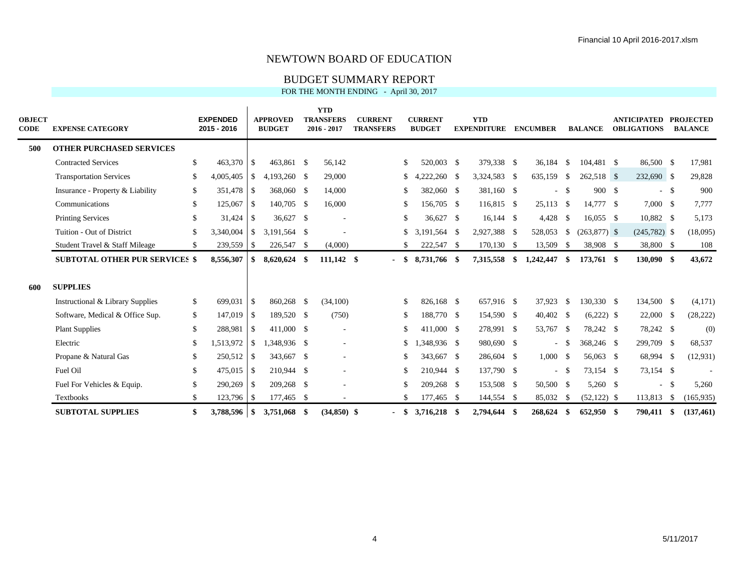# NEWTOWN BOARD OF EDUCATION

## BUDGET SUMMARY REPORT

FOR THE MONTH ENDING - April 30, 2017

| OBJECT CODE | EXPENSE CATEGORY | EXPENDED 2015 - 2016 | APPROVED BUDGET | YTD TRANSFERS 2016 - 2017 | CURRENT TRANSFERS | CURRENT BUDGET | YTD EXPENDITURE | ENCUMBER | BALANCE | ANTICIPATED OBLIGATIONS | PROJECTED BALANCE |
|---|---|---|---|---|---|---|---|---|---|---|---|
| **500** | **OTHER PURCHASED SERVICES** | | | | | | | | | | |
| | Contracted Services | $ 463,370 | $ 463,861 | $ 56,142 | | $ 520,003 | $ 379,338 | $ 36,184 | $ 104,481 | $ 86,500 | $ 17,981 |
| | Transportation Services | $ 4,005,405 | $ 4,193,260 | $ 29,000 | | $ 4,222,260 | $ 3,324,583 | $ 635,159 | $ 262,518 | $ 232,690 | $ 29,828 |
| | Insurance - Property & Liability | $ 351,478 | $ 368,060 | $ 14,000 | | $ 382,060 | $ 381,160 | $ - | $ 900 | $ - | $ 900 |
| | Communications | $ 125,067 | $ 140,705 | $ 16,000 | | $ 156,705 | $ 116,815 | $ 25,113 | $ 14,777 | $ 7,000 | $ 7,777 |
| | Printing Services | $ 31,424 | $ 36,627 | $ - | | $ 36,627 | $ 16,144 | $ 4,428 | $ 16,055 | $ 10,882 | $ 5,173 |
| | Tuition - Out of District | $ 3,340,004 | $ 3,191,564 | $ - | | $ 3,191,564 | $ 2,927,388 | $ 528,053 | $ (263,877) | $ (245,782) | $ (18,095) |
| | Student Travel & Staff Mileage | $ 239,559 | $ 226,547 | $ (4,000) | | $ 222,547 | $ 170,130 | $ 13,509 | $ 38,908 | $ 38,800 | $ 108 |
| | **SUBTOTAL OTHER PUR SERVICES** | **$ 8,556,307** | **$ 8,620,624** | **$ 111,142** | **$ -** | **$ 8,731,766** | **$ 7,315,558** | **$ 1,242,447** | **$ 173,761** | **$ 130,090** | **$ 43,672** |
| **600** | **SUPPLIES** | | | | | | | | | | |
| | Instructional & Library Supplies | $ 699,031 | $ 860,268 | $ (34,100) | | $ 826,168 | $ 657,916 | $ 37,923 | $ 130,330 | $ 134,500 | $ (4,171) |
| | Software, Medical & Office Sup. | $ 147,019 | $ 189,520 | $ (750) | | $ 188,770 | $ 154,590 | $ 40,402 | $ (6,222) | $ 22,000 | $ (28,222) |
| | Plant Supplies | $ 288,981 | $ 411,000 | $ - | | $ 411,000 | $ 278,991 | $ 53,767 | $ 78,242 | $ 78,242 | $ (0) |
| | Electric | $ 1,513,972 | $ 1,348,936 | $ - | | $ 1,348,936 | $ 980,690 | $ - | $ 368,246 | $ 299,709 | $ 68,537 |
| | Propane & Natural Gas | $ 250,512 | $ 343,667 | $ - | | $ 343,667 | $ 286,604 | $ 1,000 | $ 56,063 | $ 68,994 | $ (12,931) |
| | Fuel Oil | $ 475,015 | $ 210,944 | $ - | | $ 210,944 | $ 137,790 | $ - | $ 73,154 | $ 73,154 | $ - |
| | Fuel For Vehicles & Equip. | $ 290,269 | $ 209,268 | $ - | | $ 209,268 | $ 153,508 | $ 50,500 | $ 5,260 | $ - | $ 5,260 |
| | Textbooks | $ 123,796 | $ 177,465 | $ - | | $ 177,465 | $ 144,554 | $ 85,032 | $ (52,122) | $ 113,813 | $ (165,935) |
| | **SUBTOTAL SUPPLIES** | **$ 3,788,596** | **$ 3,751,068** | **$ (34,850)** | **$ -** | **$ 3,716,218** | **$ 2,794,644** | **$ 268,624** | **$ 652,950** | **$ 790,411** | **$ (137,461)** |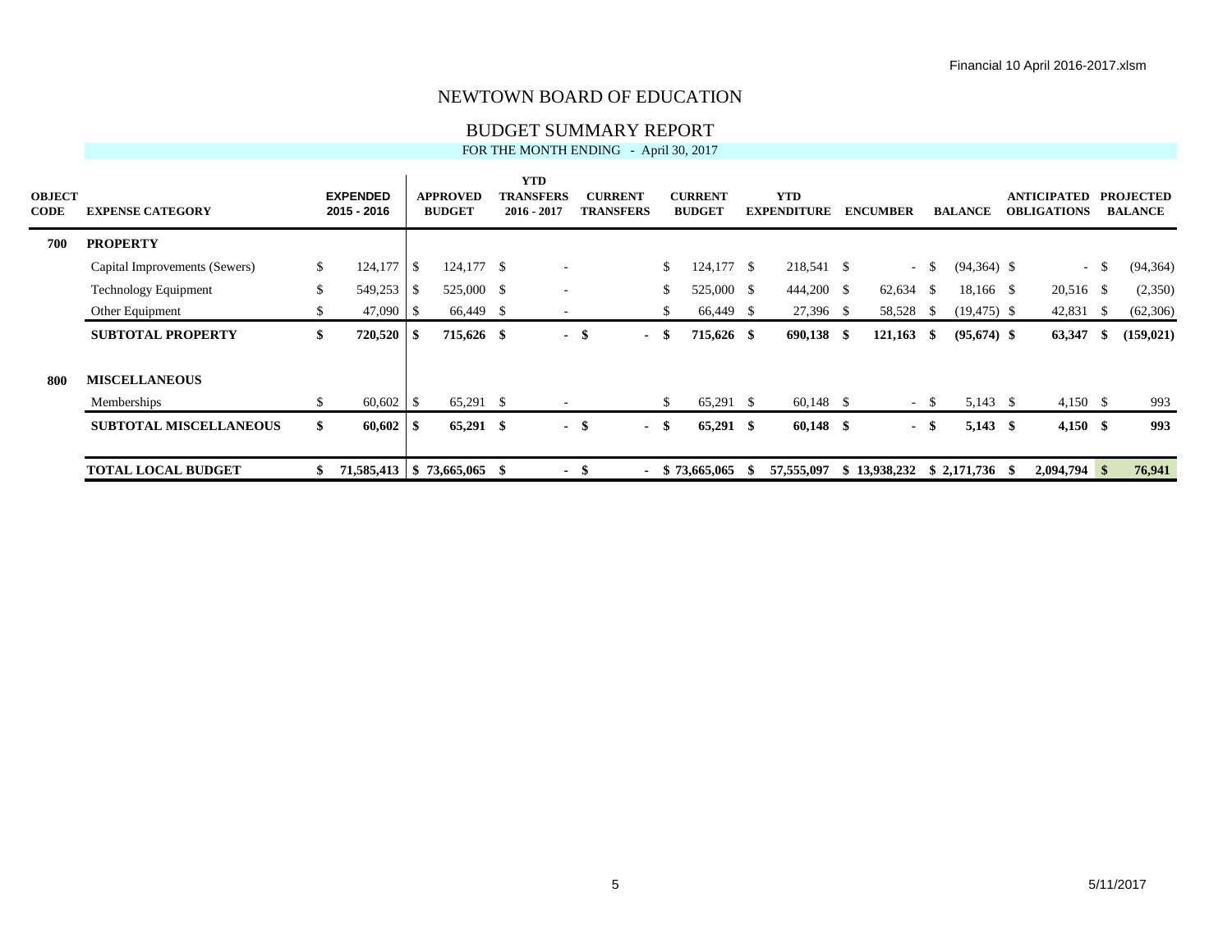# NEWTOWN BOARD OF EDUCATION

## BUDGET SUMMARY REPORT

FOR THE MONTH ENDING - April 30, 2017

| OBJECT CODE | EXPENSE CATEGORY | EXPENDED 2015 - 2016 | APPROVED BUDGET | YTD TRANSFERS 2016 - 2017 | CURRENT TRANSFERS | CURRENT BUDGET | YTD EXPENDITURE | ENCUMBER | BALANCE | ANTICIPATED OBLIGATIONS | PROJECTED BALANCE |
|---|---|---|---|---|---|---|---|---|---|---|---|
| **700** | **PROPERTY** | | | | | | | | | | |
| | Capital Improvements (Sewers) | $ 124,177 | $ 124,177 | $ - | | $ 124,177 | $ 218,541 | $ - | $ (94,364) | $ - | $ (94,364) |
| | Technology Equipment | $ 549,253 | $ 525,000 | $ - | | $ 525,000 | $ 444,200 | $ 62,634 | $ 18,166 | $ 20,516 | $ (2,350) |
| | Other Equipment | $ 47,090 | $ 66,449 | $ - | | $ 66,449 | $ 27,396 | $ 58,528 | $ (19,475) | $ 42,831 | $ (62,306) |
| | **SUBTOTAL PROPERTY** | **$ 720,520** | **$ 715,626** | **$ -** | **$ -** | **$ 715,626** | **$ 690,138** | **$ 121,163** | **$ (95,674)** | **$ 63,347** | **$ (159,021)** |
| **800** | **MISCELLANEOUS** | | | | | | | | | | |
| | Memberships | $ 60,602 | $ 65,291 | $ - | | $ 65,291 | $ 60,148 | $ - | $ 5,143 | $ 4,150 | $ 993 |
| | **SUBTOTAL MISCELLANEOUS** | **$ 60,602** | **$ 65,291** | **$ -** | **$ -** | **$ 65,291** | **$ 60,148** | **$ -** | **$ 5,143** | **$ 4,150** | **$ 993** |
| | **TOTAL LOCAL BUDGET** | **$ 71,585,413** | **$ 73,665,065** | **$ -** | **$ -** | **$ 73,665,065** | **$ 57,555,097** | **$ 13,938,232** | **$ 2,171,736** | **$ 2,094,794** | **$ 76,941** |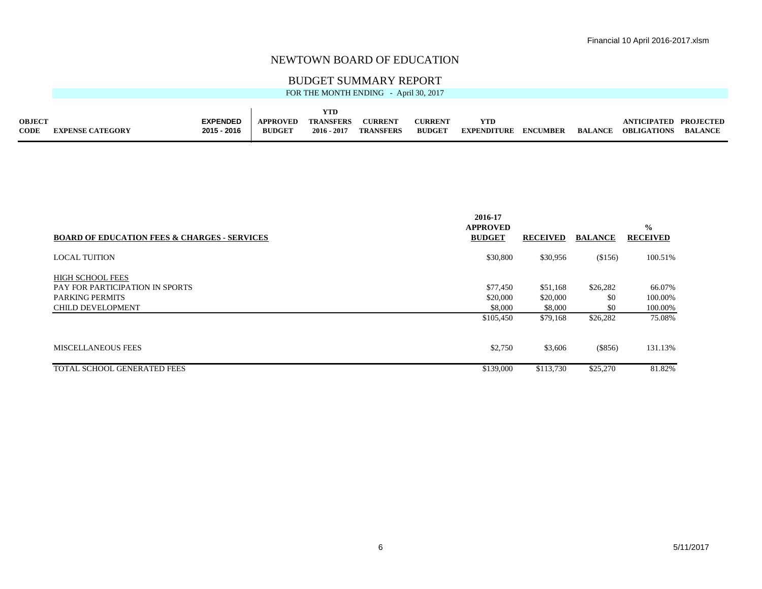# NEWTOWN BOARD OF EDUCATION

## BUDGET SUMMARY REPORT

FOR THE MONTH ENDING - April 30, 2017

| OBJECT CODE | EXPENSE CATEGORY | EXPENDED 2015 - 2016 | APPROVED BUDGET | YTD TRANSFERS 2016 - 2017 | CURRENT TRANSFERS | CURRENT BUDGET | YTD EXPENDITURE | ENCUMBER | BALANCE | ANTICIPATED OBLIGATIONS | PROJECTED BALANCE |
|---|---|---|---|---|---|---|---|---|---|---|---|

| BOARD OF EDUCATION FEES & CHARGES - SERVICES | 2016-17 APPROVED BUDGET | RECEIVED | BALANCE | % RECEIVED |
|---|---|---|---|---|
| LOCAL TUITION | $30,800 | $30,956 | ($156) | 100.51% |
| HIGH SCHOOL FEES | | | | |
| PAY FOR PARTICIPATION IN SPORTS | $77,450 | $51,168 | $26,282 | 66.07% |
| PARKING PERMITS | $20,000 | $20,000 | $0 | 100.00% |
| CHILD DEVELOPMENT | $8,000 | $8,000 | $0 | 100.00% |
| | $105,450 | $79,168 | $26,282 | 75.08% |
| MISCELLANEOUS FEES | $2,750 | $3,606 | ($856) | 131.13% |
| TOTAL SCHOOL GENERATED FEES | $139,000 | $113,730 | $25,270 | 81.82% |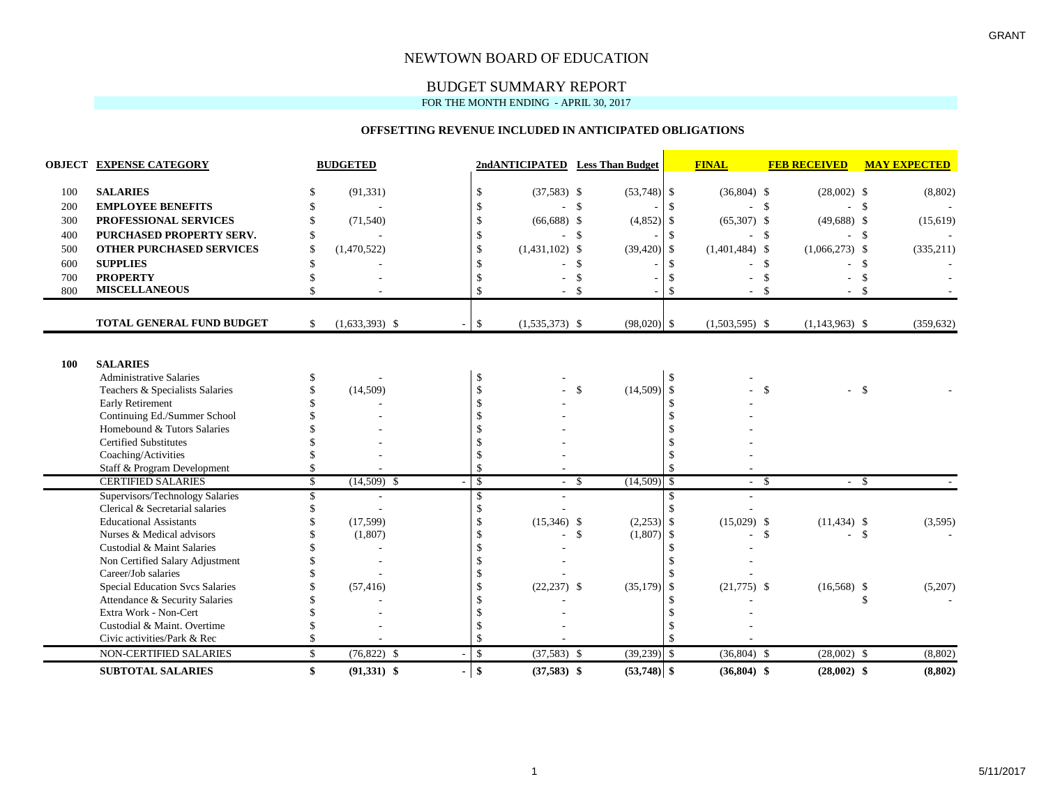GRANT

# NEWTOWN BOARD OF EDUCATION

## BUDGET SUMMARY REPORT

FOR THE MONTH ENDING - APRIL 30, 2017

### OFFSETTING REVENUE INCLUDED IN ANTICIPATED OBLIGATIONS

| OBJECT | EXPENSE CATEGORY | BUDGETED | | 2ndANTICIPATED | Less Than Budget | FINAL | FEB RECEIVED | MAY EXPECTED |
|---|---|---|---|---|---|---|---|---|
| 100 | **SALARIES** | $ (91,331) | | $ (37,583) | $ (53,748) | $ (36,804) | $ (28,002) | $ (8,802) |
| 200 | **EMPLOYEE BENEFITS** | $ - | | $ - | $ - | $ - | $ - | $ - |
| 300 | **PROFESSIONAL SERVICES** | $ (71,540) | | $ (66,688) | $ (4,852) | $ (65,307) | $ (49,688) | $ (15,619) |
| 400 | **PURCHASED PROPERTY SERV.** | $ - | | $ - | $ - | $ - | $ - | $ - |
| 500 | **OTHER PURCHASED SERVICES** | $ (1,470,522) | | $ (1,431,102) | $ (39,420) | $ (1,401,484) | $ (1,066,273) | $ (335,211) |
| 600 | **SUPPLIES** | $ - | | $ - | $ - | $ - | $ - | $ - |
| 700 | **PROPERTY** | $ - | | $ - | $ - | $ - | $ - | $ - |
| 800 | **MISCELLANEOUS** | $ - | | $ - | $ - | $ - | $ - | $ - |
| | **TOTAL GENERAL FUND BUDGET** | $ (1,633,393) | $ - | $ (1,535,373) | $ (98,020) | $ (1,503,595) | $ (1,143,963) | $ (359,632) |

| OBJECT | EXPENSE CATEGORY | BUDGETED | | 2ndANTICIPATED | Less Than Budget | FINAL | FEB RECEIVED | MAY EXPECTED |
|---|---|---|---|---|---|---|---|---|
| **100** | **SALARIES** | | | | | | | |
| | Administrative Salaries | $ - | | $ - | | $ - | | |
| | Teachers & Specialists Salaries | $ (14,509) | | $ - | $ (14,509) | $ - | $ - | $ - |
| | Early Retirement | $ - | | $ - | | $ - | | |
| | Continuing Ed./Summer School | $ - | | $ - | | $ - | | |
| | Homebound & Tutors Salaries | $ - | | $ - | | $ - | | |
| | Certified Substitutes | $ - | | $ - | | $ - | | |
| | Coaching/Activities | $ - | | $ - | | $ - | | |
| | Staff & Program Development | $ - | | $ - | | $ - | | |
| | CERTIFIED SALARIES | $ (14,509) | $ - | $ - | $ (14,509) | $ - | $ - | $ - |
| | Supervisors/Technology Salaries | $ - | | $ - | | $ - | | |
| | Clerical & Secretarial salaries | $ - | | $ - | | $ - | | |
| | Educational Assistants | $ (17,599) | | $ (15,346) | $ (2,253) | $ (15,029) | $ (11,434) | $ (3,595) |
| | Nurses & Medical advisors | $ (1,807) | | $ - | $ (1,807) | $ - | $ - | $ - |
| | Custodial & Maint Salaries | $ - | | $ - | | $ - | | |
| | Non Certified Salary Adjustment | $ - | | $ - | | $ - | | |
| | Career/Job salaries | $ - | | $ - | | $ - | | |
| | Special Education Svcs Salaries | $ (57,416) | | $ (22,237) | $ (35,179) | $ (21,775) | $ (16,568) | $ (5,207) |
| | Attendance & Security Salaries | $ - | | $ - | | $ - | | $ - |
| | Extra Work - Non-Cert | $ - | | $ - | | $ - | | |
| | Custodial & Maint. Overtime | $ - | | $ - | | $ - | | |
| | Civic activities/Park & Rec | $ - | | $ - | | $ - | | |
| | NON-CERTIFIED SALARIES | $ (76,822) | $ - | $ (37,583) | $ (39,239) | $ (36,804) | $ (28,002) | $ (8,802) |
| | **SUBTOTAL SALARIES** | **$ (91,331)** | **$ -** | **$ (37,583)** | **$ (53,748)** | **$ (36,804)** | **$ (28,002)** | **$ (8,802)** |

5/11/2017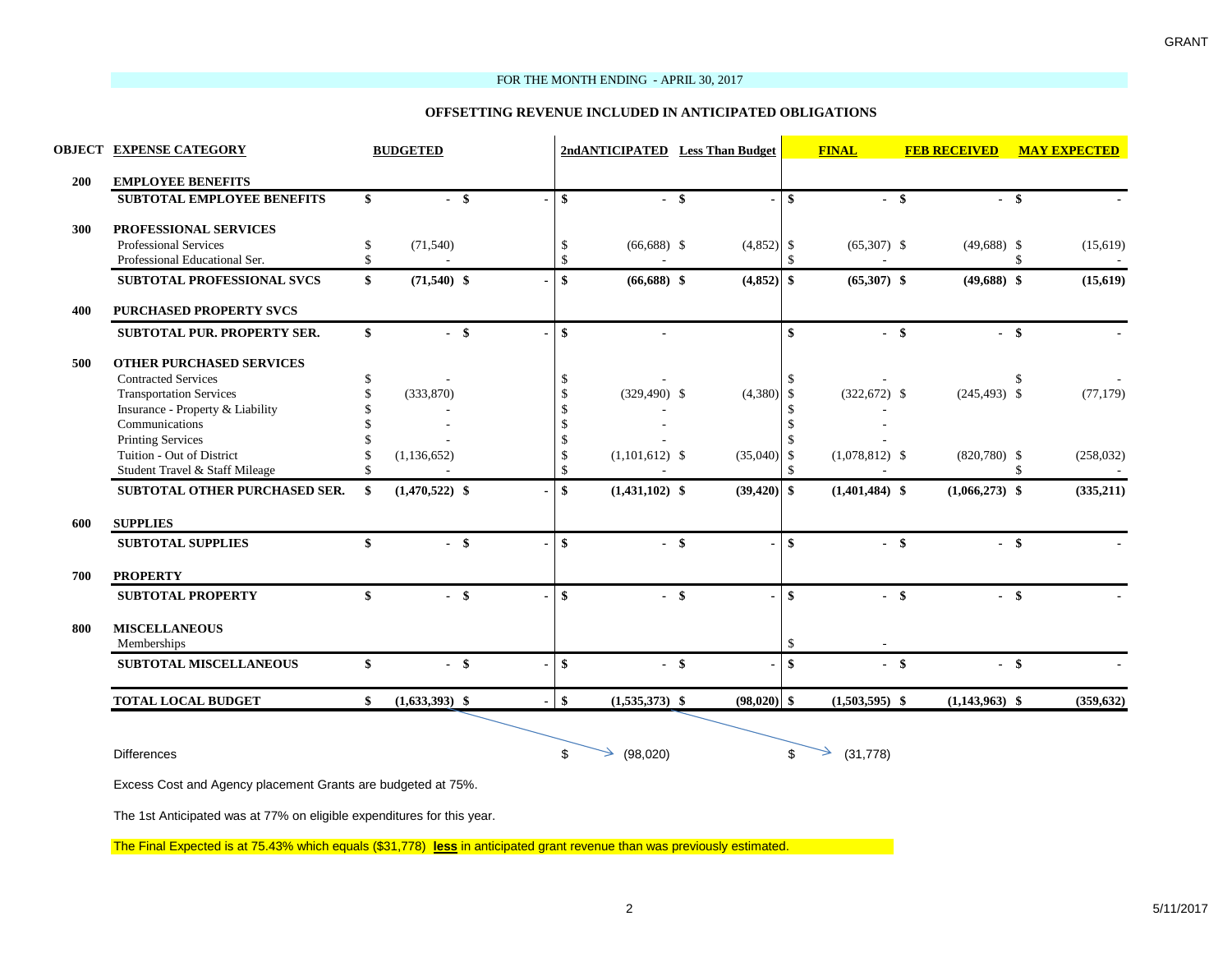GRANT

FOR THE MONTH ENDING - APRIL 30, 2017

**OFFSETTING REVENUE INCLUDED IN ANTICIPATED OBLIGATIONS**

| OBJECT | EXPENSE CATEGORY | BUDGETED | | 2ndANTICIPATED | Less Than Budget | FINAL | FEB RECEIVED | MAY EXPECTED |
|---|---|---|---|---|---|---|---|---|
| **200** | **EMPLOYEE BENEFITS** | | | | | | | |
| | **SUBTOTAL EMPLOYEE BENEFITS** | **$ -** | **$ -** | **$ -** | **$ -** | **$ -** | **$ -** | **$ -** |
| **300** | **PROFESSIONAL SERVICES** | | | | | | | |
| | Professional Services | $ (71,540) | | $ (66,688) | $ (4,852) | $ (65,307) | $ (49,688) | $ (15,619) |
| | Professional Educational Ser. | $ - | | $ - | | $ - | | $ - |
| | **SUBTOTAL PROFESSIONAL SVCS** | **$ (71,540)** | **$ -** | **$ (66,688)** | **$ (4,852)** | **$ (65,307)** | **$ (49,688)** | **$ (15,619)** |
| **400** | **PURCHASED PROPERTY SVCS** | | | | | | | |
| | **SUBTOTAL PUR. PROPERTY SER.** | **$ -** | **$ -** | **$ -** | | **$ -** | **$ -** | **$ -** |
| **500** | **OTHER PURCHASED SERVICES** | | | | | | | |
| | Contracted Services | $ - | | $ - | | $ - | | $ - |
| | Transportation Services | $ (333,870) | | $ (329,490) | $ (4,380) | $ (322,672) | $ (245,493) | $ (77,179) |
| | Insurance - Property & Liability | $ - | | $ - | | $ - | | |
| | Communications | $ - | | $ - | | $ - | | |
| | Printing Services | $ - | | $ - | | $ - | | |
| | Tuition - Out of District | $ (1,136,652) | | $ (1,101,612) | $ (35,040) | $ (1,078,812) | $ (820,780) | $ (258,032) |
| | Student Travel & Staff Mileage | $ - | | $ - | | $ - | | $ - |
| | **SUBTOTAL OTHER PURCHASED SER.** | **$ (1,470,522)** | **$ -** | **$ (1,431,102)** | **$ (39,420)** | **$ (1,401,484)** | **$ (1,066,273)** | **$ (335,211)** |
| **600** | **SUPPLIES** | | | | | | | |
| | **SUBTOTAL SUPPLIES** | **$ -** | **$ -** | **$ -** | **$ -** | **$ -** | **$ -** | **$ -** |
| **700** | **PROPERTY** | | | | | | | |
| | **SUBTOTAL PROPERTY** | **$ -** | **$ -** | **$ -** | **$ -** | **$ -** | **$ -** | **$ -** |
| **800** | **MISCELLANEOUS** | | | | | | | |
| | Memberships | | | | | $ - | | |
| | **SUBTOTAL MISCELLANEOUS** | **$ -** | **$ -** | **$ -** | **$ -** | **$ -** | **$ -** | **$ -** |
| | **TOTAL LOCAL BUDGET** | **$ (1,633,393)** | **$ -** | **$ (1,535,373)** | **$ (98,020)** | **$ (1,503,595)** | **$ (1,143,963)** | **$ (359,632)** |
| | Differences | | | $ (98,020) | | $ (31,778) | | |

Excess Cost and Agency placement Grants are budgeted at 75%.

The 1st Anticipated was at 77% on eligible expenditures for this year.

The Final Expected is at 75.43% which equals ($31,778) **less** in anticipated grant revenue than was previously estimated.

5/11/2017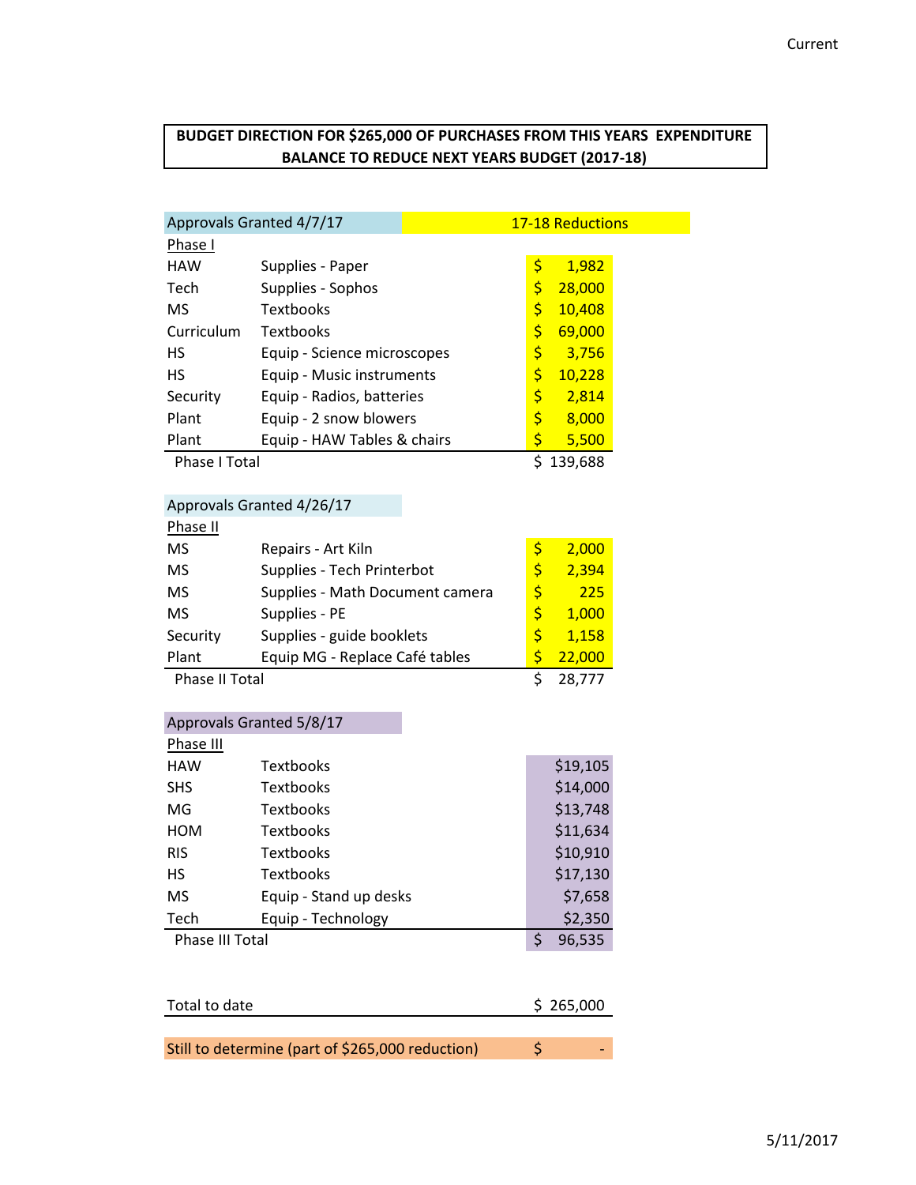Current

**BUDGET DIRECTION FOR $265,000 OF PURCHASES FROM THIS YEARS EXPENDITURE BALANCE TO REDUCE NEXT YEARS BUDGET (2017-18)**

| Approvals Granted 4/7/17 | | 17-18 Reductions |
|---|---|---|
| Phase I | | |
| HAW | Supplies - Paper | $ 1,982 |
| Tech | Supplies - Sophos | $ 28,000 |
| MS | Textbooks | $ 10,408 |
| Curriculum | Textbooks | $ 69,000 |
| HS | Equip - Science microscopes | $ 3,756 |
| HS | Equip - Music instruments | $ 10,228 |
| Security | Equip - Radios, batteries | $ 2,814 |
| Plant | Equip - 2 snow blowers | $ 8,000 |
| Plant | Equip - HAW Tables & chairs | $ 5,500 |
| Phase I Total | | $ 139,688 |

| Approvals Granted 4/26/17 | | |
|---|---|---|
| Phase II | | |
| MS | Repairs - Art Kiln | $ 2,000 |
| MS | Supplies - Tech Printerbot | $ 2,394 |
| MS | Supplies - Math Document camera | $ 225 |
| MS | Supplies - PE | $ 1,000 |
| Security | Supplies - guide booklets | $ 1,158 |
| Plant | Equip MG - Replace Café tables | $ 22,000 |
| Phase II Total | | $ 28,777 |

| Approvals Granted 5/8/17 | | |
|---|---|---|
| Phase III | | |
| HAW | Textbooks | $19,105 |
| SHS | Textbooks | $14,000 |
| MG | Textbooks | $13,748 |
| HOM | Textbooks | $11,634 |
| RIS | Textbooks | $10,910 |
| HS | Textbooks | $17,130 |
| MS | Equip - Stand up desks | $7,658 |
| Tech | Equip - Technology | $2,350 |
| Phase III Total | | $ 96,535 |

| | |
|---|---|
| Total to date | $ 265,000 |
| Still to determine (part of $265,000 reduction) | $ - |

5/11/2017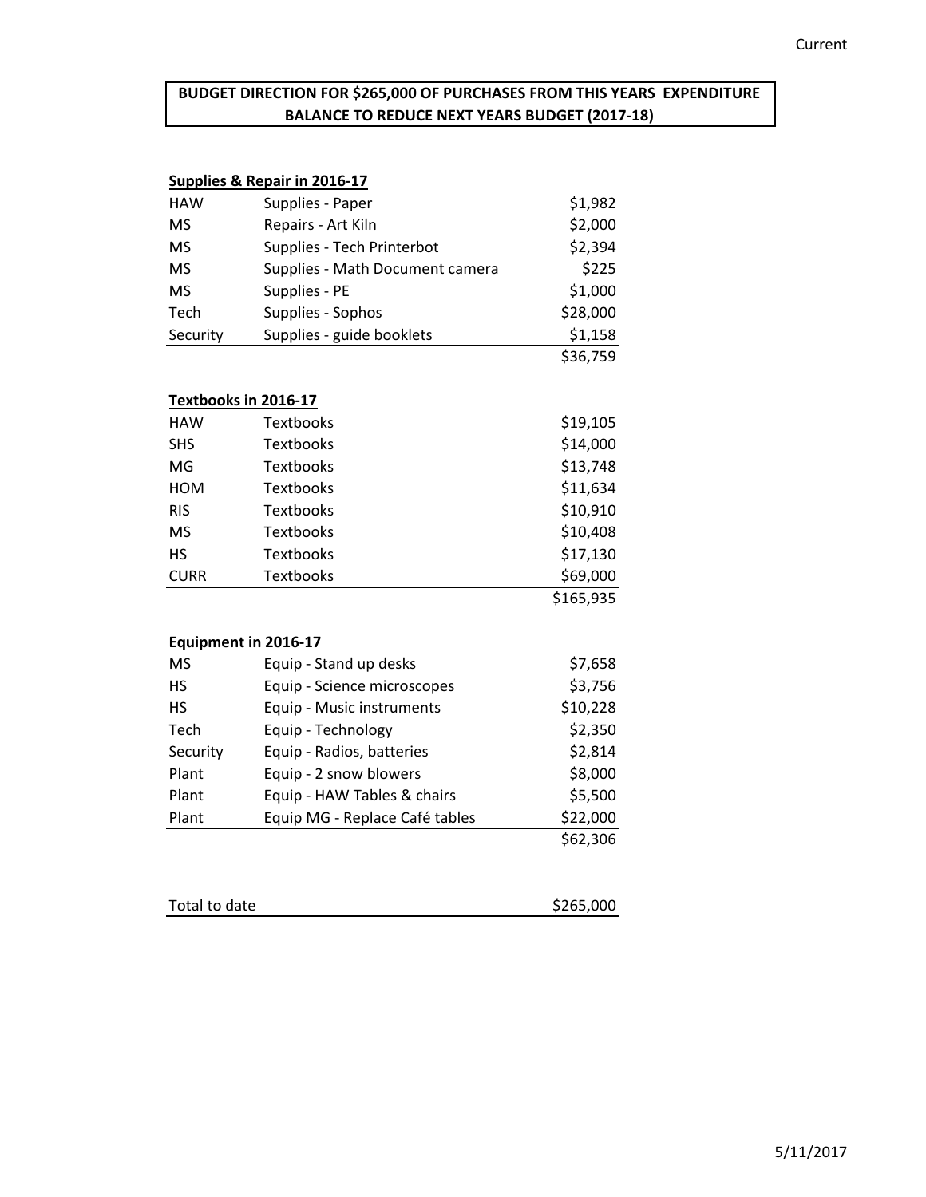**BUDGET DIRECTION FOR $265,000 OF PURCHASES FROM THIS YEARS EXPENDITURE BALANCE TO REDUCE NEXT YEARS BUDGET (2017-18)**

**Supplies & Repair in 2016-17**

| | | |
|---|---|---|
| HAW | Supplies - Paper | $1,982 |
| MS | Repairs - Art Kiln | $2,000 |
| MS | Supplies - Tech Printerbot | $2,394 |
| MS | Supplies - Math Document camera | $225 |
| MS | Supplies - PE | $1,000 |
| Tech | Supplies - Sophos | $28,000 |
| Security | Supplies - guide booklets | $1,158 |
| | | $36,759 |

**Textbooks in 2016-17**

| | | |
|---|---|---|
| HAW | Textbooks | $19,105 |
| SHS | Textbooks | $14,000 |
| MG | Textbooks | $13,748 |
| HOM | Textbooks | $11,634 |
| RIS | Textbooks | $10,910 |
| MS | Textbooks | $10,408 |
| HS | Textbooks | $17,130 |
| CURR | Textbooks | $69,000 |
| | | $165,935 |

**Equipment in 2016-17**

| | | |
|---|---|---|
| MS | Equip - Stand up desks | $7,658 |
| HS | Equip - Science microscopes | $3,756 |
| HS | Equip - Music instruments | $10,228 |
| Tech | Equip - Technology | $2,350 |
| Security | Equip - Radios, batteries | $2,814 |
| Plant | Equip - 2 snow blowers | $8,000 |
| Plant | Equip - HAW Tables & chairs | $5,500 |
| Plant | Equip MG - Replace Café tables | $22,000 |
| | | $62,306 |

| | |
|---|---|
| Total to date | $265,000 |